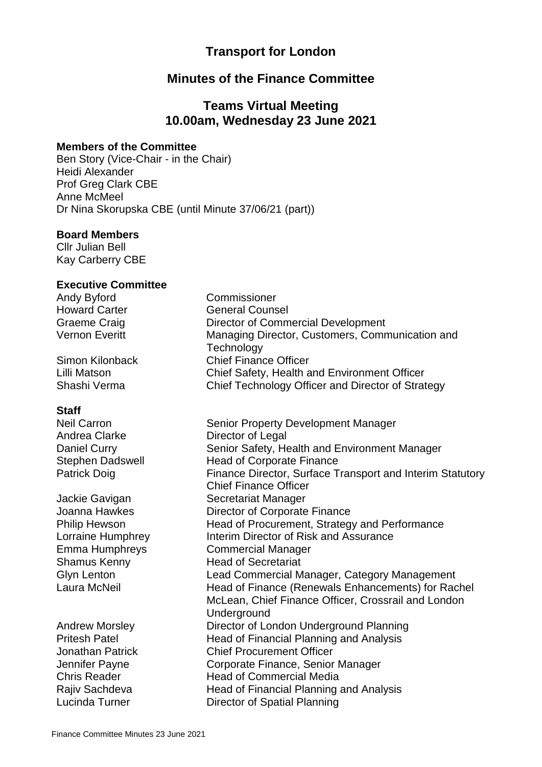# Transport for London

## Minutes of the Finance Committee

## Teams Virtual Meeting
## 10.00am, Wednesday 23 June 2021

**Members of the Committee**

Ben Story (Vice-Chair - in the Chair)
Heidi Alexander
Prof Greg Clark CBE
Anne McMeel
Dr Nina Skorupska CBE (until Minute 37/06/21 (part))

**Board Members**

Cllr Julian Bell
Kay Carberry CBE

**Executive Committee**

| | |
|---|---|
| Andy Byford | Commissioner |
| Howard Carter | General Counsel |
| Graeme Craig | Director of Commercial Development |
| Vernon Everitt | Managing Director, Customers, Communication and Technology |
| Simon Kilonback | Chief Finance Officer |
| Lilli Matson | Chief Safety, Health and Environment Officer |
| Shashi Verma | Chief Technology Officer and Director of Strategy |

**Staff**

| | |
|---|---|
| Neil Carron | Senior Property Development Manager |
| Andrea Clarke | Director of Legal |
| Daniel Curry | Senior Safety, Health and Environment Manager |
| Stephen Dadswell | Head of Corporate Finance |
| Patrick Doig | Finance Director, Surface Transport and Interim Statutory Chief Finance Officer |
| Jackie Gavigan | Secretariat Manager |
| Joanna Hawkes | Director of Corporate Finance |
| Philip Hewson | Head of Procurement, Strategy and Performance |
| Lorraine Humphrey | Interim Director of Risk and Assurance |
| Emma Humphreys | Commercial Manager |
| Shamus Kenny | Head of Secretariat |
| Glyn Lenton | Lead Commercial Manager, Category Management |
| Laura McNeil | Head of Finance (Renewals Enhancements) for Rachel McLean, Chief Finance Officer, Crossrail and London Underground |
| Andrew Morsley | Director of London Underground Planning |
| Pritesh Patel | Head of Financial Planning and Analysis |
| Jonathan Patrick | Chief Procurement Officer |
| Jennifer Payne | Corporate Finance, Senior Manager |
| Chris Reader | Head of Commercial Media |
| Rajiv Sachdeva | Head of Financial Planning and Analysis |
| Lucinda Turner | Director of Spatial Planning |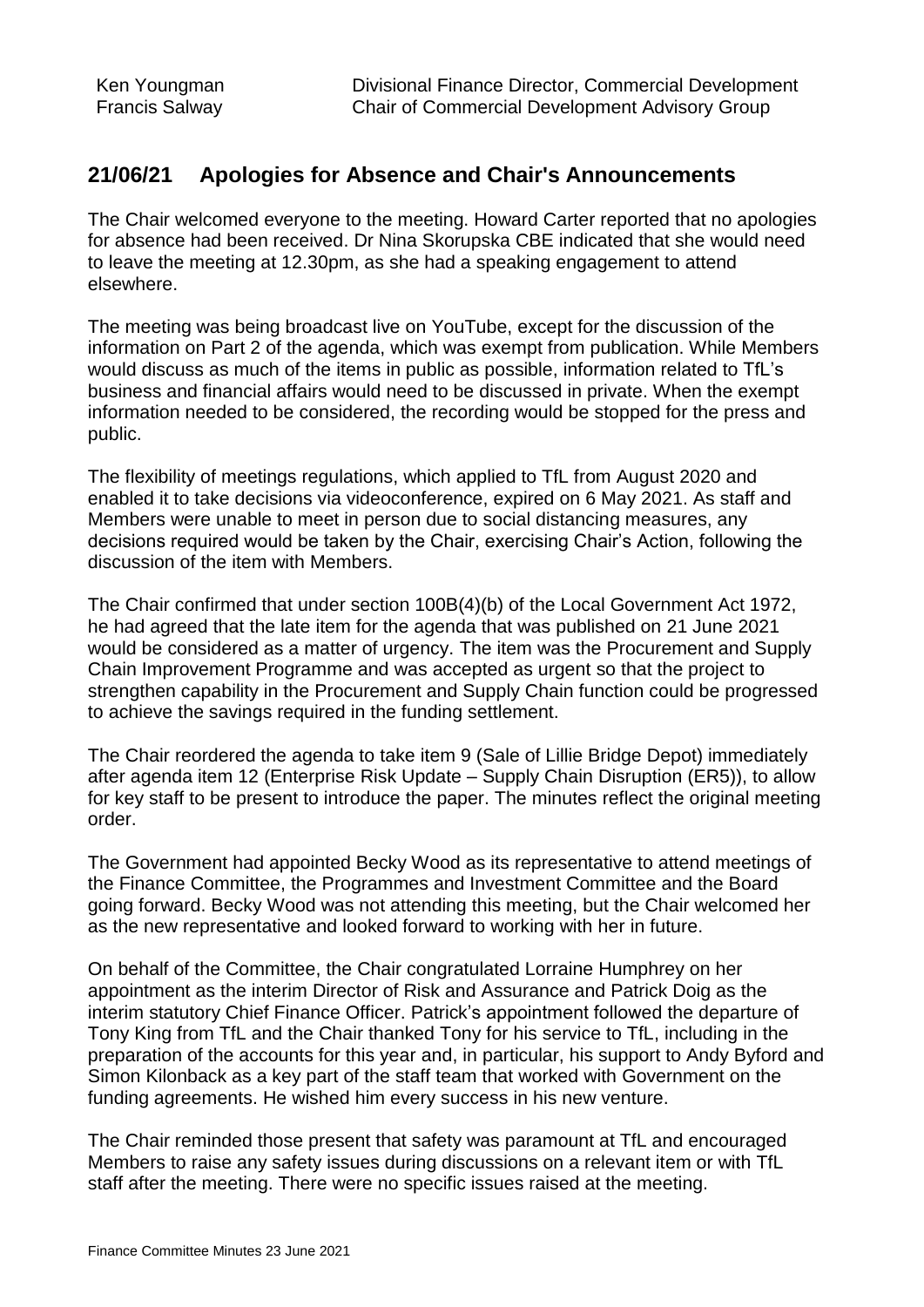| | |
|---|---|
| Ken Youngman | Divisional Finance Director, Commercial Development |
| Francis Salway | Chair of Commercial Development Advisory Group |

## 21/06/21 Apologies for Absence and Chair's Announcements

The Chair welcomed everyone to the meeting. Howard Carter reported that no apologies for absence had been received. Dr Nina Skorupska CBE indicated that she would need to leave the meeting at 12.30pm, as she had a speaking engagement to attend elsewhere.

The meeting was being broadcast live on YouTube, except for the discussion of the information on Part 2 of the agenda, which was exempt from publication. While Members would discuss as much of the items in public as possible, information related to TfL's business and financial affairs would need to be discussed in private. When the exempt information needed to be considered, the recording would be stopped for the press and public.

The flexibility of meetings regulations, which applied to TfL from August 2020 and enabled it to take decisions via videoconference, expired on 6 May 2021. As staff and Members were unable to meet in person due to social distancing measures, any decisions required would be taken by the Chair, exercising Chair's Action, following the discussion of the item with Members.

The Chair confirmed that under section 100B(4)(b) of the Local Government Act 1972, he had agreed that the late item for the agenda that was published on 21 June 2021 would be considered as a matter of urgency. The item was the Procurement and Supply Chain Improvement Programme and was accepted as urgent so that the project to strengthen capability in the Procurement and Supply Chain function could be progressed to achieve the savings required in the funding settlement.

The Chair reordered the agenda to take item 9 (Sale of Lillie Bridge Depot) immediately after agenda item 12 (Enterprise Risk Update – Supply Chain Disruption (ER5)), to allow for key staff to be present to introduce the paper. The minutes reflect the original meeting order.

The Government had appointed Becky Wood as its representative to attend meetings of the Finance Committee, the Programmes and Investment Committee and the Board going forward. Becky Wood was not attending this meeting, but the Chair welcomed her as the new representative and looked forward to working with her in future.

On behalf of the Committee, the Chair congratulated Lorraine Humphrey on her appointment as the interim Director of Risk and Assurance and Patrick Doig as the interim statutory Chief Finance Officer. Patrick's appointment followed the departure of Tony King from TfL and the Chair thanked Tony for his service to TfL, including in the preparation of the accounts for this year and, in particular, his support to Andy Byford and Simon Kilonback as a key part of the staff team that worked with Government on the funding agreements. He wished him every success in his new venture.

The Chair reminded those present that safety was paramount at TfL and encouraged Members to raise any safety issues during discussions on a relevant item or with TfL staff after the meeting. There were no specific issues raised at the meeting.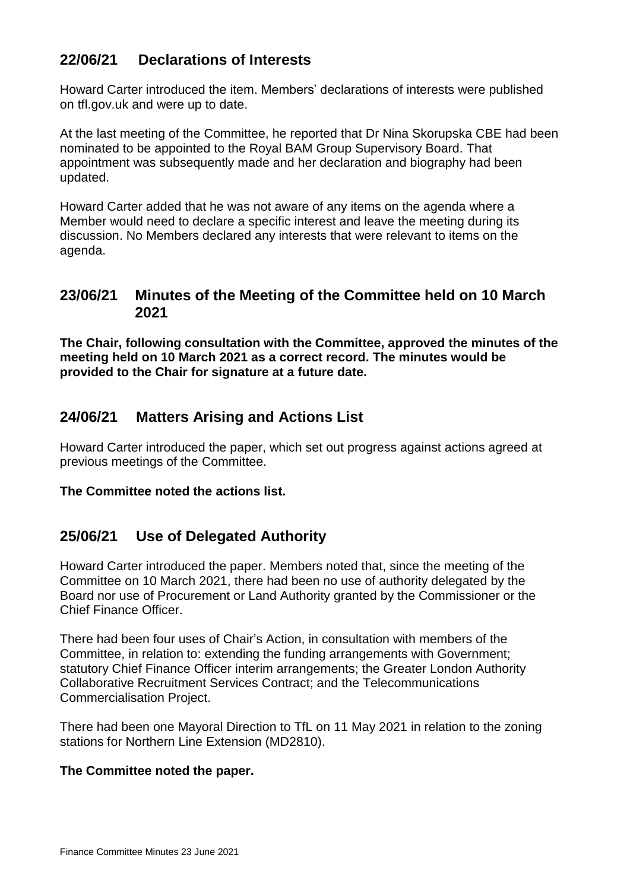## 22/06/21 Declarations of Interests

Howard Carter introduced the item. Members' declarations of interests were published on tfl.gov.uk and were up to date.

At the last meeting of the Committee, he reported that Dr Nina Skorupska CBE had been nominated to be appointed to the Royal BAM Group Supervisory Board. That appointment was subsequently made and her declaration and biography had been updated.

Howard Carter added that he was not aware of any items on the agenda where a Member would need to declare a specific interest and leave the meeting during its discussion. No Members declared any interests that were relevant to items on the agenda.

## 23/06/21 Minutes of the Meeting of the Committee held on 10 March 2021

**The Chair, following consultation with the Committee, approved the minutes of the meeting held on 10 March 2021 as a correct record. The minutes would be provided to the Chair for signature at a future date.**

## 24/06/21 Matters Arising and Actions List

Howard Carter introduced the paper, which set out progress against actions agreed at previous meetings of the Committee.

**The Committee noted the actions list.**

## 25/06/21 Use of Delegated Authority

Howard Carter introduced the paper. Members noted that, since the meeting of the Committee on 10 March 2021, there had been no use of authority delegated by the Board nor use of Procurement or Land Authority granted by the Commissioner or the Chief Finance Officer.

There had been four uses of Chair's Action, in consultation with members of the Committee, in relation to: extending the funding arrangements with Government; statutory Chief Finance Officer interim arrangements; the Greater London Authority Collaborative Recruitment Services Contract; and the Telecommunications Commercialisation Project.

There had been one Mayoral Direction to TfL on 11 May 2021 in relation to the zoning stations for Northern Line Extension (MD2810).

**The Committee noted the paper.**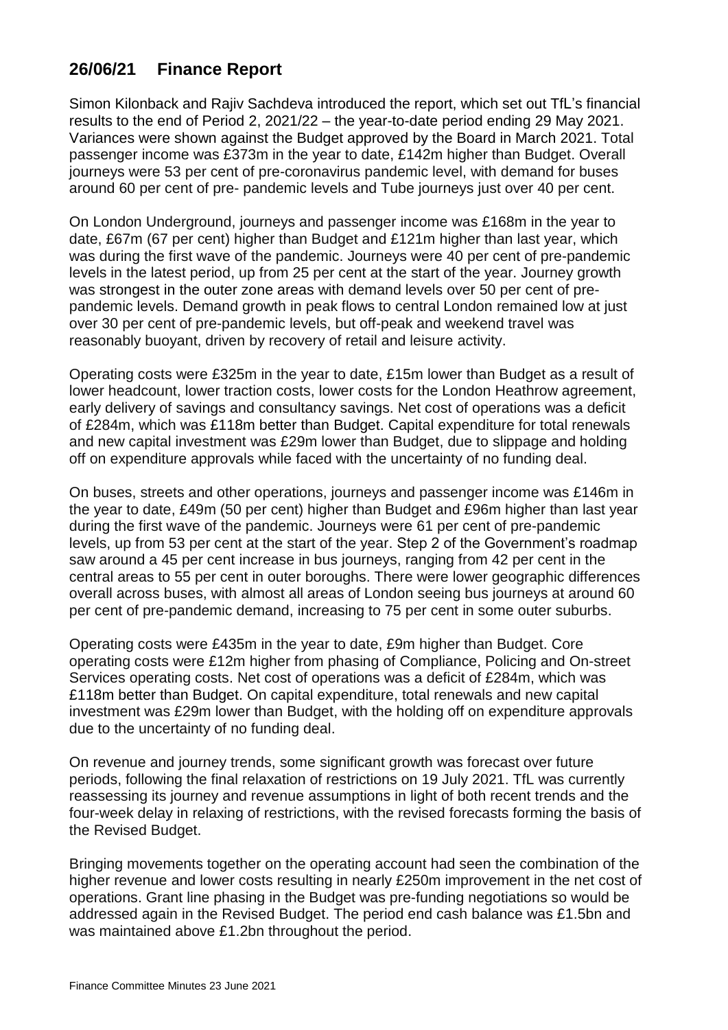## 26/06/21 Finance Report

Simon Kilonback and Rajiv Sachdeva introduced the report, which set out TfL's financial results to the end of Period 2, 2021/22 – the year-to-date period ending 29 May 2021. Variances were shown against the Budget approved by the Board in March 2021. Total passenger income was £373m in the year to date, £142m higher than Budget. Overall journeys were 53 per cent of pre-coronavirus pandemic level, with demand for buses around 60 per cent of pre- pandemic levels and Tube journeys just over 40 per cent.

On London Underground, journeys and passenger income was £168m in the year to date, £67m (67 per cent) higher than Budget and £121m higher than last year, which was during the first wave of the pandemic. Journeys were 40 per cent of pre-pandemic levels in the latest period, up from 25 per cent at the start of the year. Journey growth was strongest in the outer zone areas with demand levels over 50 per cent of pre-pandemic levels. Demand growth in peak flows to central London remained low at just over 30 per cent of pre-pandemic levels, but off-peak and weekend travel was reasonably buoyant, driven by recovery of retail and leisure activity.

Operating costs were £325m in the year to date, £15m lower than Budget as a result of lower headcount, lower traction costs, lower costs for the London Heathrow agreement, early delivery of savings and consultancy savings. Net cost of operations was a deficit of £284m, which was £118m better than Budget. Capital expenditure for total renewals and new capital investment was £29m lower than Budget, due to slippage and holding off on expenditure approvals while faced with the uncertainty of no funding deal.

On buses, streets and other operations, journeys and passenger income was £146m in the year to date, £49m (50 per cent) higher than Budget and £96m higher than last year during the first wave of the pandemic. Journeys were 61 per cent of pre-pandemic levels, up from 53 per cent at the start of the year. Step 2 of the Government's roadmap saw around a 45 per cent increase in bus journeys, ranging from 42 per cent in the central areas to 55 per cent in outer boroughs. There were lower geographic differences overall across buses, with almost all areas of London seeing bus journeys at around 60 per cent of pre-pandemic demand, increasing to 75 per cent in some outer suburbs.

Operating costs were £435m in the year to date, £9m higher than Budget. Core operating costs were £12m higher from phasing of Compliance, Policing and On-street Services operating costs. Net cost of operations was a deficit of £284m, which was £118m better than Budget. On capital expenditure, total renewals and new capital investment was £29m lower than Budget, with the holding off on expenditure approvals due to the uncertainty of no funding deal.

On revenue and journey trends, some significant growth was forecast over future periods, following the final relaxation of restrictions on 19 July 2021. TfL was currently reassessing its journey and revenue assumptions in light of both recent trends and the four-week delay in relaxing of restrictions, with the revised forecasts forming the basis of the Revised Budget.

Bringing movements together on the operating account had seen the combination of the higher revenue and lower costs resulting in nearly £250m improvement in the net cost of operations. Grant line phasing in the Budget was pre-funding negotiations so would be addressed again in the Revised Budget. The period end cash balance was £1.5bn and was maintained above £1.2bn throughout the period.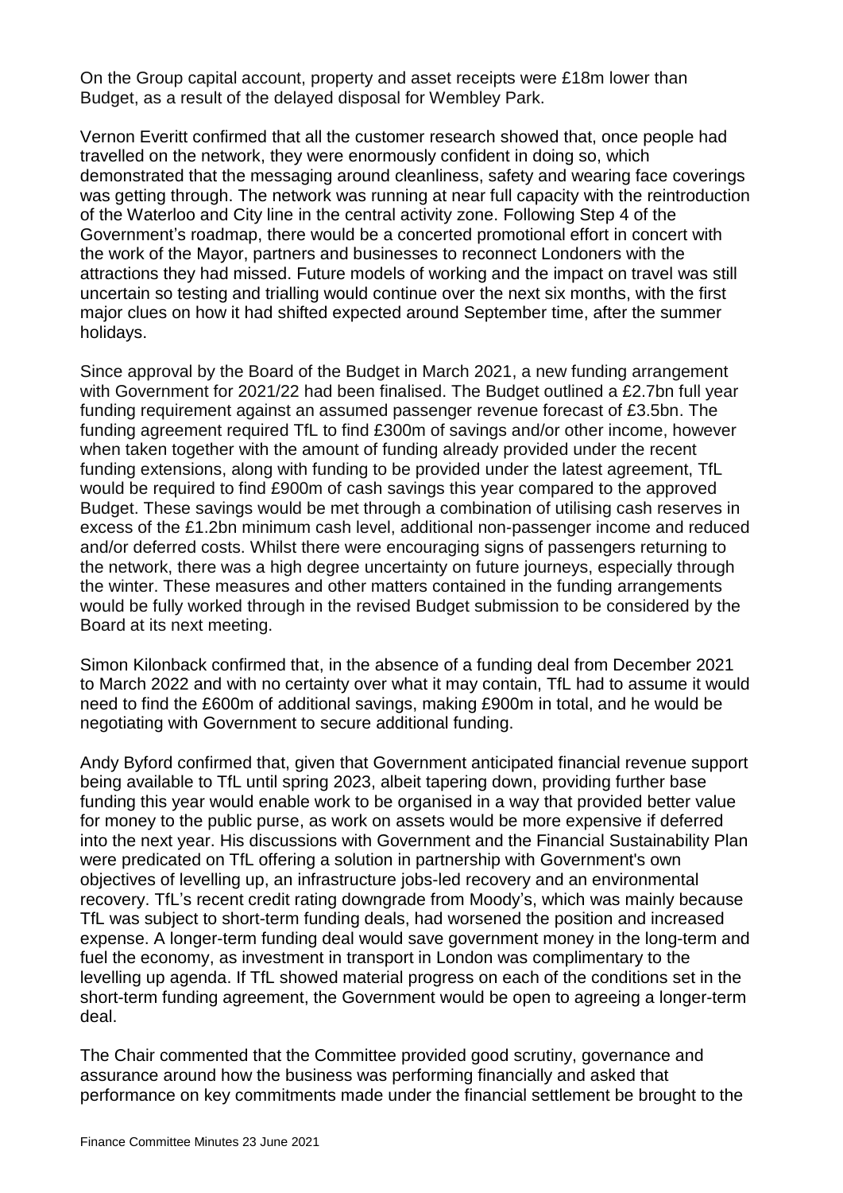On the Group capital account, property and asset receipts were £18m lower than Budget, as a result of the delayed disposal for Wembley Park.

Vernon Everitt confirmed that all the customer research showed that, once people had travelled on the network, they were enormously confident in doing so, which demonstrated that the messaging around cleanliness, safety and wearing face coverings was getting through. The network was running at near full capacity with the reintroduction of the Waterloo and City line in the central activity zone. Following Step 4 of the Government's roadmap, there would be a concerted promotional effort in concert with the work of the Mayor, partners and businesses to reconnect Londoners with the attractions they had missed. Future models of working and the impact on travel was still uncertain so testing and trialling would continue over the next six months, with the first major clues on how it had shifted expected around September time, after the summer holidays.

Since approval by the Board of the Budget in March 2021, a new funding arrangement with Government for 2021/22 had been finalised. The Budget outlined a £2.7bn full year funding requirement against an assumed passenger revenue forecast of £3.5bn. The funding agreement required TfL to find £300m of savings and/or other income, however when taken together with the amount of funding already provided under the recent funding extensions, along with funding to be provided under the latest agreement, TfL would be required to find £900m of cash savings this year compared to the approved Budget. These savings would be met through a combination of utilising cash reserves in excess of the £1.2bn minimum cash level, additional non-passenger income and reduced and/or deferred costs. Whilst there were encouraging signs of passengers returning to the network, there was a high degree uncertainty on future journeys, especially through the winter. These measures and other matters contained in the funding arrangements would be fully worked through in the revised Budget submission to be considered by the Board at its next meeting.

Simon Kilonback confirmed that, in the absence of a funding deal from December 2021 to March 2022 and with no certainty over what it may contain, TfL had to assume it would need to find the £600m of additional savings, making £900m in total, and he would be negotiating with Government to secure additional funding.

Andy Byford confirmed that, given that Government anticipated financial revenue support being available to TfL until spring 2023, albeit tapering down, providing further base funding this year would enable work to be organised in a way that provided better value for money to the public purse, as work on assets would be more expensive if deferred into the next year. His discussions with Government and the Financial Sustainability Plan were predicated on TfL offering a solution in partnership with Government's own objectives of levelling up, an infrastructure jobs-led recovery and an environmental recovery. TfL's recent credit rating downgrade from Moody's, which was mainly because TfL was subject to short-term funding deals, had worsened the position and increased expense. A longer-term funding deal would save government money in the long-term and fuel the economy, as investment in transport in London was complimentary to the levelling up agenda. If TfL showed material progress on each of the conditions set in the short-term funding agreement, the Government would be open to agreeing a longer-term deal.

The Chair commented that the Committee provided good scrutiny, governance and assurance around how the business was performing financially and asked that performance on key commitments made under the financial settlement be brought to the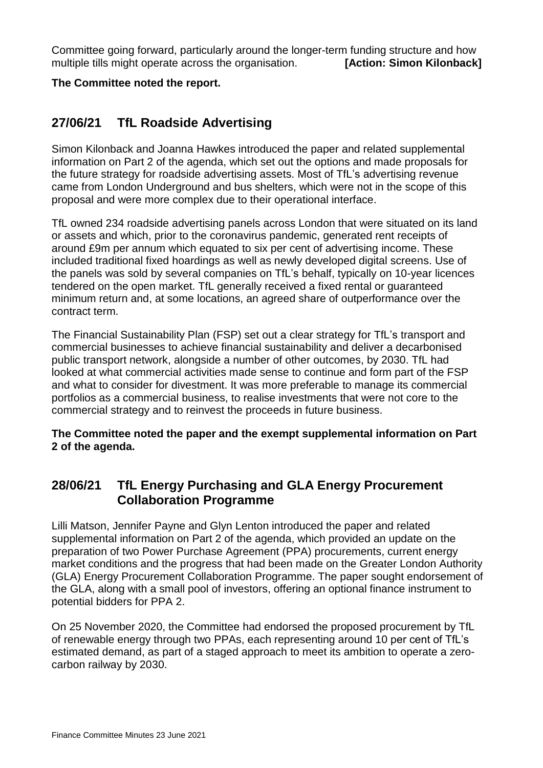Committee going forward, particularly around the longer-term funding structure and how multiple tills might operate across the organisation. **[Action: Simon Kilonback]**

**The Committee noted the report.**

## 27/06/21 TfL Roadside Advertising

Simon Kilonback and Joanna Hawkes introduced the paper and related supplemental information on Part 2 of the agenda, which set out the options and made proposals for the future strategy for roadside advertising assets. Most of TfL's advertising revenue came from London Underground and bus shelters, which were not in the scope of this proposal and were more complex due to their operational interface.

TfL owned 234 roadside advertising panels across London that were situated on its land or assets and which, prior to the coronavirus pandemic, generated rent receipts of around £9m per annum which equated to six per cent of advertising income. These included traditional fixed hoardings as well as newly developed digital screens. Use of the panels was sold by several companies on TfL's behalf, typically on 10-year licences tendered on the open market. TfL generally received a fixed rental or guaranteed minimum return and, at some locations, an agreed share of outperformance over the contract term.

The Financial Sustainability Plan (FSP) set out a clear strategy for TfL's transport and commercial businesses to achieve financial sustainability and deliver a decarbonised public transport network, alongside a number of other outcomes, by 2030. TfL had looked at what commercial activities made sense to continue and form part of the FSP and what to consider for divestment. It was more preferable to manage its commercial portfolios as a commercial business, to realise investments that were not core to the commercial strategy and to reinvest the proceeds in future business.

**The Committee noted the paper and the exempt supplemental information on Part 2 of the agenda.**

## 28/06/21 TfL Energy Purchasing and GLA Energy Procurement Collaboration Programme

Lilli Matson, Jennifer Payne and Glyn Lenton introduced the paper and related supplemental information on Part 2 of the agenda, which provided an update on the preparation of two Power Purchase Agreement (PPA) procurements, current energy market conditions and the progress that had been made on the Greater London Authority (GLA) Energy Procurement Collaboration Programme. The paper sought endorsement of the GLA, along with a small pool of investors, offering an optional finance instrument to potential bidders for PPA 2.

On 25 November 2020, the Committee had endorsed the proposed procurement by TfL of renewable energy through two PPAs, each representing around 10 per cent of TfL's estimated demand, as part of a staged approach to meet its ambition to operate a zero-carbon railway by 2030.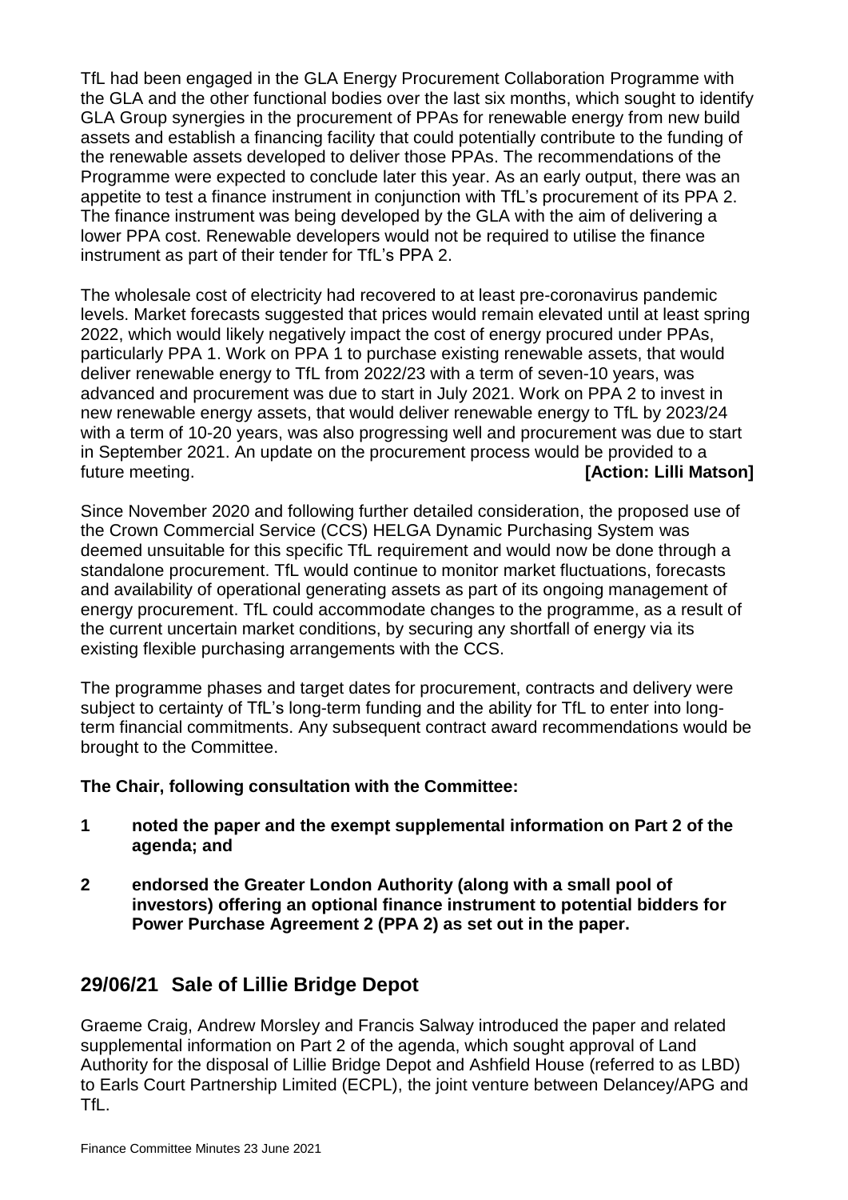TfL had been engaged in the GLA Energy Procurement Collaboration Programme with the GLA and the other functional bodies over the last six months, which sought to identify GLA Group synergies in the procurement of PPAs for renewable energy from new build assets and establish a financing facility that could potentially contribute to the funding of the renewable assets developed to deliver those PPAs. The recommendations of the Programme were expected to conclude later this year. As an early output, there was an appetite to test a finance instrument in conjunction with TfL's procurement of its PPA 2. The finance instrument was being developed by the GLA with the aim of delivering a lower PPA cost. Renewable developers would not be required to utilise the finance instrument as part of their tender for TfL's PPA 2.

The wholesale cost of electricity had recovered to at least pre-coronavirus pandemic levels. Market forecasts suggested that prices would remain elevated until at least spring 2022, which would likely negatively impact the cost of energy procured under PPAs, particularly PPA 1. Work on PPA 1 to purchase existing renewable assets, that would deliver renewable energy to TfL from 2022/23 with a term of seven-10 years, was advanced and procurement was due to start in July 2021. Work on PPA 2 to invest in new renewable energy assets, that would deliver renewable energy to TfL by 2023/24 with a term of 10-20 years, was also progressing well and procurement was due to start in September 2021. An update on the procurement process would be provided to a future meeting. **[Action: Lilli Matson]**

Since November 2020 and following further detailed consideration, the proposed use of the Crown Commercial Service (CCS) HELGA Dynamic Purchasing System was deemed unsuitable for this specific TfL requirement and would now be done through a standalone procurement. TfL would continue to monitor market fluctuations, forecasts and availability of operational generating assets as part of its ongoing management of energy procurement. TfL could accommodate changes to the programme, as a result of the current uncertain market conditions, by securing any shortfall of energy via its existing flexible purchasing arrangements with the CCS.

The programme phases and target dates for procurement, contracts and delivery were subject to certainty of TfL's long-term funding and the ability for TfL to enter into long-term financial commitments. Any subsequent contract award recommendations would be brought to the Committee.

**The Chair, following consultation with the Committee:**

**1 noted the paper and the exempt supplemental information on Part 2 of the agenda; and**

**2 endorsed the Greater London Authority (along with a small pool of investors) offering an optional finance instrument to potential bidders for Power Purchase Agreement 2 (PPA 2) as set out in the paper.**

## 29/06/21 Sale of Lillie Bridge Depot

Graeme Craig, Andrew Morsley and Francis Salway introduced the paper and related supplemental information on Part 2 of the agenda, which sought approval of Land Authority for the disposal of Lillie Bridge Depot and Ashfield House (referred to as LBD) to Earls Court Partnership Limited (ECPL), the joint venture between Delancey/APG and TfL.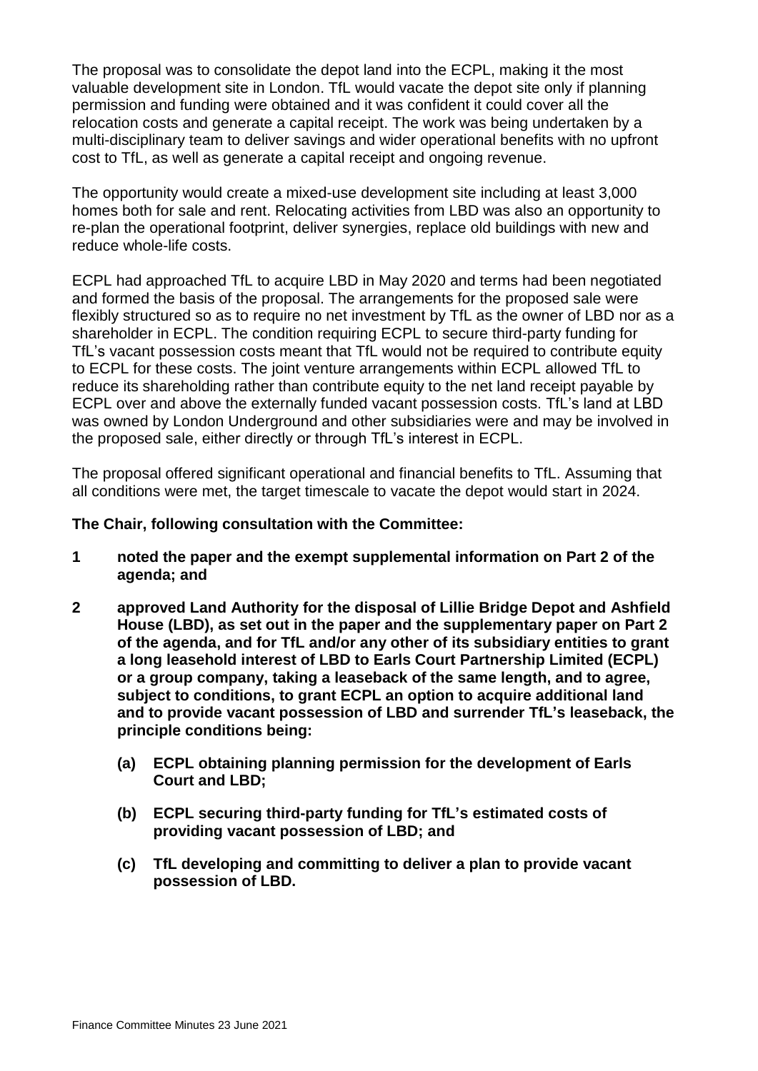The proposal was to consolidate the depot land into the ECPL, making it the most valuable development site in London. TfL would vacate the depot site only if planning permission and funding were obtained and it was confident it could cover all the relocation costs and generate a capital receipt. The work was being undertaken by a multi-disciplinary team to deliver savings and wider operational benefits with no upfront cost to TfL, as well as generate a capital receipt and ongoing revenue.

The opportunity would create a mixed-use development site including at least 3,000 homes both for sale and rent. Relocating activities from LBD was also an opportunity to re-plan the operational footprint, deliver synergies, replace old buildings with new and reduce whole-life costs.

ECPL had approached TfL to acquire LBD in May 2020 and terms had been negotiated and formed the basis of the proposal. The arrangements for the proposed sale were flexibly structured so as to require no net investment by TfL as the owner of LBD nor as a shareholder in ECPL. The condition requiring ECPL to secure third-party funding for TfL's vacant possession costs meant that TfL would not be required to contribute equity to ECPL for these costs. The joint venture arrangements within ECPL allowed TfL to reduce its shareholding rather than contribute equity to the net land receipt payable by ECPL over and above the externally funded vacant possession costs. TfL's land at LBD was owned by London Underground and other subsidiaries were and may be involved in the proposed sale, either directly or through TfL's interest in ECPL.

The proposal offered significant operational and financial benefits to TfL. Assuming that all conditions were met, the target timescale to vacate the depot would start in 2024.

**The Chair, following consultation with the Committee:**

**1 noted the paper and the exempt supplemental information on Part 2 of the agenda; and**

**2 approved Land Authority for the disposal of Lillie Bridge Depot and Ashfield House (LBD), as set out in the paper and the supplementary paper on Part 2 of the agenda, and for TfL and/or any other of its subsidiary entities to grant a long leasehold interest of LBD to Earls Court Partnership Limited (ECPL) or a group company, taking a leaseback of the same length, and to agree, subject to conditions, to grant ECPL an option to acquire additional land and to provide vacant possession of LBD and surrender TfL's leaseback, the principle conditions being:**

**(a) ECPL obtaining planning permission for the development of Earls Court and LBD;**

**(b) ECPL securing third-party funding for TfL's estimated costs of providing vacant possession of LBD; and**

**(c) TfL developing and committing to deliver a plan to provide vacant possession of LBD.**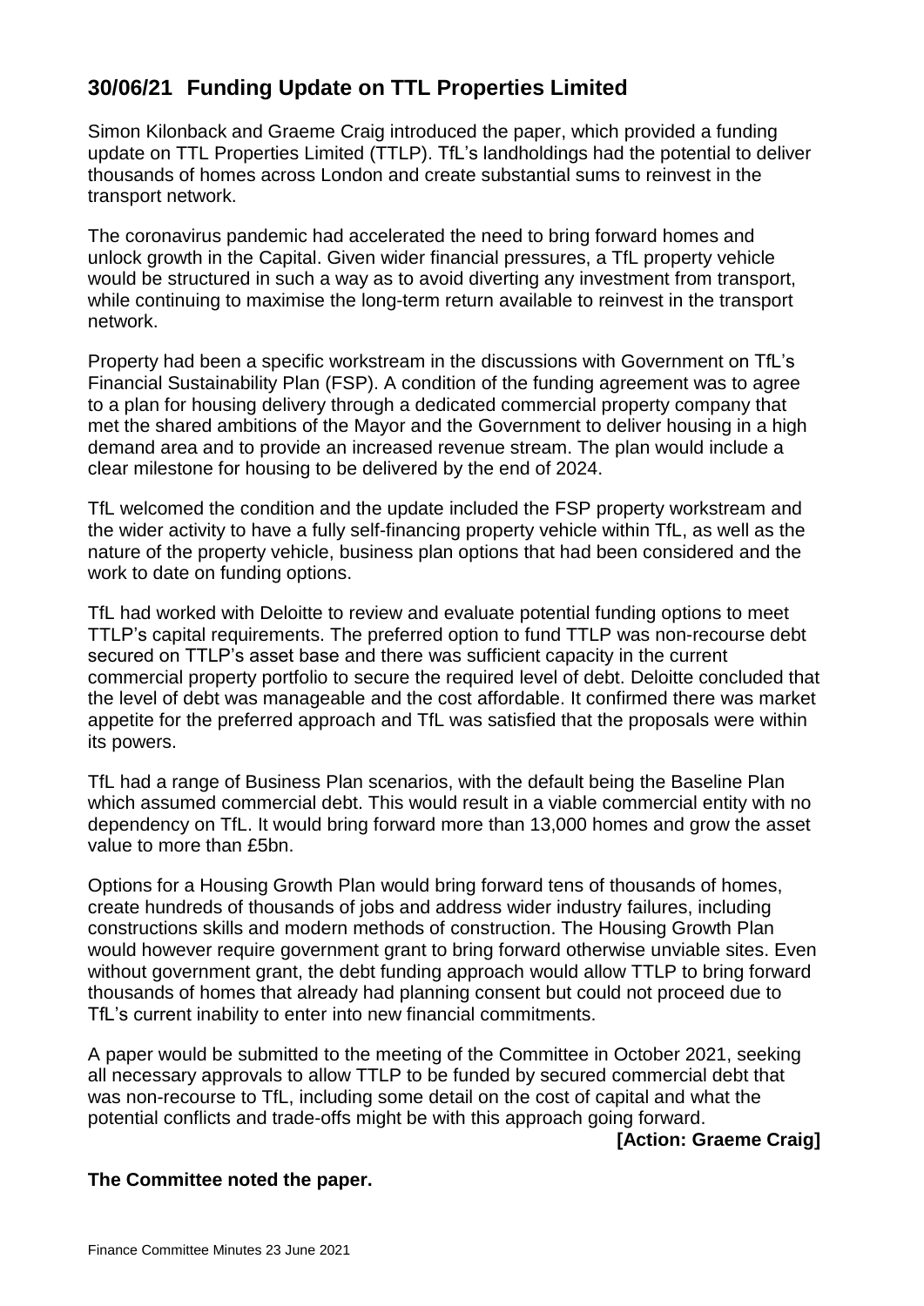## 30/06/21 Funding Update on TTL Properties Limited

Simon Kilonback and Graeme Craig introduced the paper, which provided a funding update on TTL Properties Limited (TTLP). TfL's landholdings had the potential to deliver thousands of homes across London and create substantial sums to reinvest in the transport network.

The coronavirus pandemic had accelerated the need to bring forward homes and unlock growth in the Capital. Given wider financial pressures, a TfL property vehicle would be structured in such a way as to avoid diverting any investment from transport, while continuing to maximise the long-term return available to reinvest in the transport network.

Property had been a specific workstream in the discussions with Government on TfL's Financial Sustainability Plan (FSP). A condition of the funding agreement was to agree to a plan for housing delivery through a dedicated commercial property company that met the shared ambitions of the Mayor and the Government to deliver housing in a high demand area and to provide an increased revenue stream. The plan would include a clear milestone for housing to be delivered by the end of 2024.

TfL welcomed the condition and the update included the FSP property workstream and the wider activity to have a fully self-financing property vehicle within TfL, as well as the nature of the property vehicle, business plan options that had been considered and the work to date on funding options.

TfL had worked with Deloitte to review and evaluate potential funding options to meet TTLP's capital requirements. The preferred option to fund TTLP was non-recourse debt secured on TTLP's asset base and there was sufficient capacity in the current commercial property portfolio to secure the required level of debt. Deloitte concluded that the level of debt was manageable and the cost affordable. It confirmed there was market appetite for the preferred approach and TfL was satisfied that the proposals were within its powers.

TfL had a range of Business Plan scenarios, with the default being the Baseline Plan which assumed commercial debt. This would result in a viable commercial entity with no dependency on TfL. It would bring forward more than 13,000 homes and grow the asset value to more than £5bn.

Options for a Housing Growth Plan would bring forward tens of thousands of homes, create hundreds of thousands of jobs and address wider industry failures, including constructions skills and modern methods of construction. The Housing Growth Plan would however require government grant to bring forward otherwise unviable sites. Even without government grant, the debt funding approach would allow TTLP to bring forward thousands of homes that already had planning consent but could not proceed due to TfL's current inability to enter into new financial commitments.

A paper would be submitted to the meeting of the Committee in October 2021, seeking all necessary approvals to allow TTLP to be funded by secured commercial debt that was non-recourse to TfL, including some detail on the cost of capital and what the potential conflicts and trade-offs might be with this approach going forward.

**[Action: Graeme Craig]**

**The Committee noted the paper.**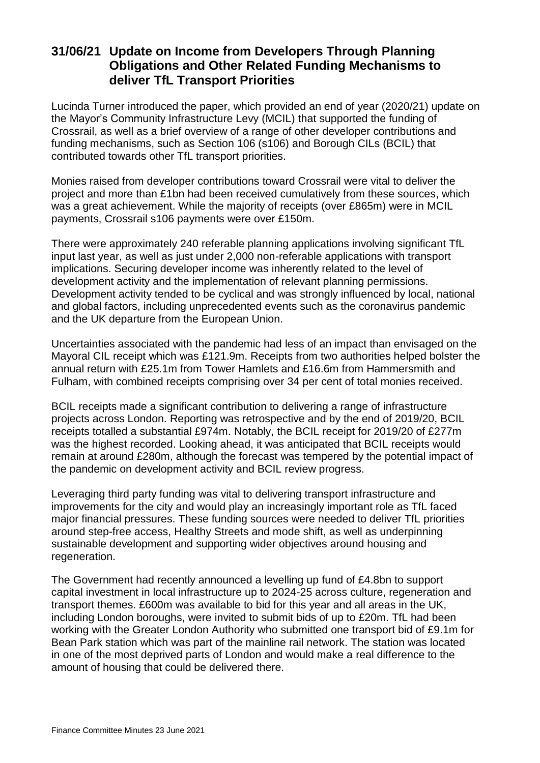## 31/06/21 Update on Income from Developers Through Planning Obligations and Other Related Funding Mechanisms to deliver TfL Transport Priorities

Lucinda Turner introduced the paper, which provided an end of year (2020/21) update on the Mayor's Community Infrastructure Levy (MCIL) that supported the funding of Crossrail, as well as a brief overview of a range of other developer contributions and funding mechanisms, such as Section 106 (s106) and Borough CILs (BCIL) that contributed towards other TfL transport priorities.

Monies raised from developer contributions toward Crossrail were vital to deliver the project and more than £1bn had been received cumulatively from these sources, which was a great achievement. While the majority of receipts (over £865m) were in MCIL payments, Crossrail s106 payments were over £150m.

There were approximately 240 referable planning applications involving significant TfL input last year, as well as just under 2,000 non-referable applications with transport implications. Securing developer income was inherently related to the level of development activity and the implementation of relevant planning permissions. Development activity tended to be cyclical and was strongly influenced by local, national and global factors, including unprecedented events such as the coronavirus pandemic and the UK departure from the European Union.

Uncertainties associated with the pandemic had less of an impact than envisaged on the Mayoral CIL receipt which was £121.9m. Receipts from two authorities helped bolster the annual return with £25.1m from Tower Hamlets and £16.6m from Hammersmith and Fulham, with combined receipts comprising over 34 per cent of total monies received.

BCIL receipts made a significant contribution to delivering a range of infrastructure projects across London. Reporting was retrospective and by the end of 2019/20, BCIL receipts totalled a substantial £974m. Notably, the BCIL receipt for 2019/20 of £277m was the highest recorded. Looking ahead, it was anticipated that BCIL receipts would remain at around £280m, although the forecast was tempered by the potential impact of the pandemic on development activity and BCIL review progress.

Leveraging third party funding was vital to delivering transport infrastructure and improvements for the city and would play an increasingly important role as TfL faced major financial pressures. These funding sources were needed to deliver TfL priorities around step-free access, Healthy Streets and mode shift, as well as underpinning sustainable development and supporting wider objectives around housing and regeneration.

The Government had recently announced a levelling up fund of £4.8bn to support capital investment in local infrastructure up to 2024-25 across culture, regeneration and transport themes. £600m was available to bid for this year and all areas in the UK, including London boroughs, were invited to submit bids of up to £20m. TfL had been working with the Greater London Authority who submitted one transport bid of £9.1m for Bean Park station which was part of the mainline rail network. The station was located in one of the most deprived parts of London and would make a real difference to the amount of housing that could be delivered there.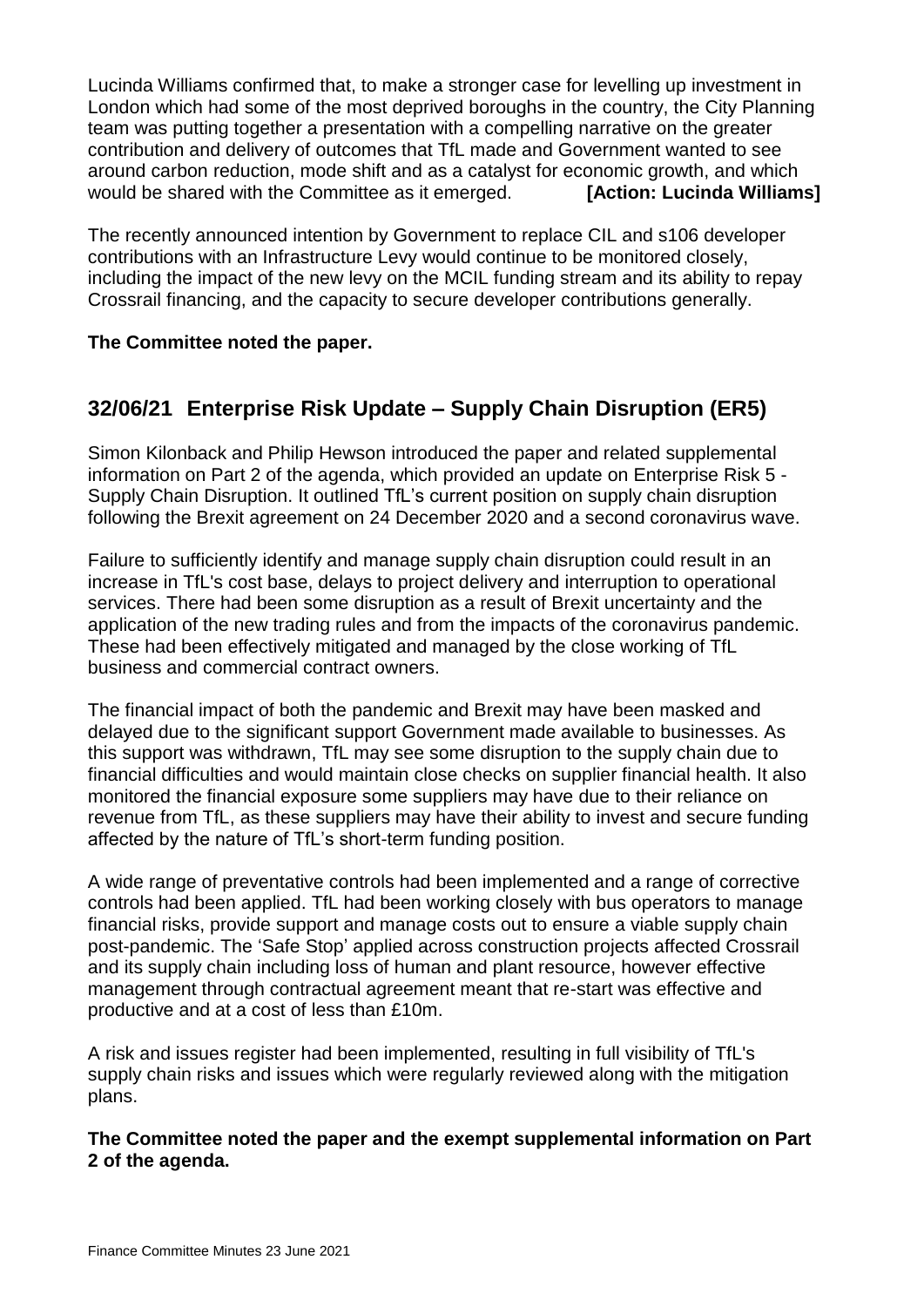Lucinda Williams confirmed that, to make a stronger case for levelling up investment in London which had some of the most deprived boroughs in the country, the City Planning team was putting together a presentation with a compelling narrative on the greater contribution and delivery of outcomes that TfL made and Government wanted to see around carbon reduction, mode shift and as a catalyst for economic growth, and which would be shared with the Committee as it emerged. **[Action: Lucinda Williams]**

The recently announced intention by Government to replace CIL and s106 developer contributions with an Infrastructure Levy would continue to be monitored closely, including the impact of the new levy on the MCIL funding stream and its ability to repay Crossrail financing, and the capacity to secure developer contributions generally.

**The Committee noted the paper.**

## 32/06/21 Enterprise Risk Update – Supply Chain Disruption (ER5)

Simon Kilonback and Philip Hewson introduced the paper and related supplemental information on Part 2 of the agenda, which provided an update on Enterprise Risk 5 - Supply Chain Disruption. It outlined TfL's current position on supply chain disruption following the Brexit agreement on 24 December 2020 and a second coronavirus wave.

Failure to sufficiently identify and manage supply chain disruption could result in an increase in TfL's cost base, delays to project delivery and interruption to operational services. There had been some disruption as a result of Brexit uncertainty and the application of the new trading rules and from the impacts of the coronavirus pandemic. These had been effectively mitigated and managed by the close working of TfL business and commercial contract owners.

The financial impact of both the pandemic and Brexit may have been masked and delayed due to the significant support Government made available to businesses. As this support was withdrawn, TfL may see some disruption to the supply chain due to financial difficulties and would maintain close checks on supplier financial health. It also monitored the financial exposure some suppliers may have due to their reliance on revenue from TfL, as these suppliers may have their ability to invest and secure funding affected by the nature of TfL's short-term funding position.

A wide range of preventative controls had been implemented and a range of corrective controls had been applied. TfL had been working closely with bus operators to manage financial risks, provide support and manage costs out to ensure a viable supply chain post-pandemic. The 'Safe Stop' applied across construction projects affected Crossrail and its supply chain including loss of human and plant resource, however effective management through contractual agreement meant that re-start was effective and productive and at a cost of less than £10m.

A risk and issues register had been implemented, resulting in full visibility of TfL's supply chain risks and issues which were regularly reviewed along with the mitigation plans.

**The Committee noted the paper and the exempt supplemental information on Part 2 of the agenda.**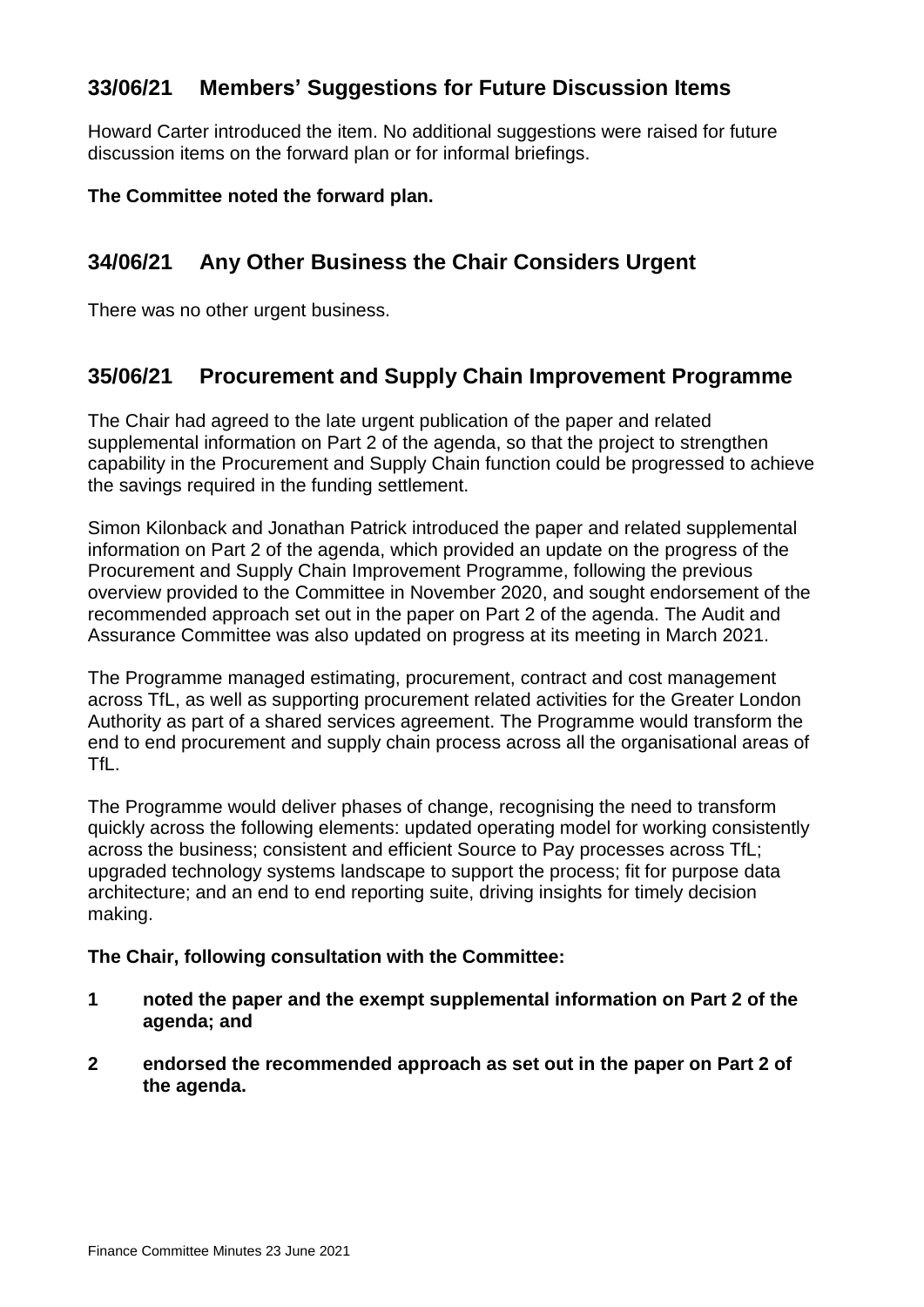## 33/06/21 Members' Suggestions for Future Discussion Items

Howard Carter introduced the item. No additional suggestions were raised for future discussion items on the forward plan or for informal briefings.

**The Committee noted the forward plan.**

## 34/06/21 Any Other Business the Chair Considers Urgent

There was no other urgent business.

## 35/06/21 Procurement and Supply Chain Improvement Programme

The Chair had agreed to the late urgent publication of the paper and related supplemental information on Part 2 of the agenda, so that the project to strengthen capability in the Procurement and Supply Chain function could be progressed to achieve the savings required in the funding settlement.

Simon Kilonback and Jonathan Patrick introduced the paper and related supplemental information on Part 2 of the agenda, which provided an update on the progress of the Procurement and Supply Chain Improvement Programme, following the previous overview provided to the Committee in November 2020, and sought endorsement of the recommended approach set out in the paper on Part 2 of the agenda. The Audit and Assurance Committee was also updated on progress at its meeting in March 2021.

The Programme managed estimating, procurement, contract and cost management across TfL, as well as supporting procurement related activities for the Greater London Authority as part of a shared services agreement. The Programme would transform the end to end procurement and supply chain process across all the organisational areas of TfL.

The Programme would deliver phases of change, recognising the need to transform quickly across the following elements: updated operating model for working consistently across the business; consistent and efficient Source to Pay processes across TfL; upgraded technology systems landscape to support the process; fit for purpose data architecture; and an end to end reporting suite, driving insights for timely decision making.

**The Chair, following consultation with the Committee:**

1. **noted the paper and the exempt supplemental information on Part 2 of the agenda; and**
2. **endorsed the recommended approach as set out in the paper on Part 2 of the agenda.**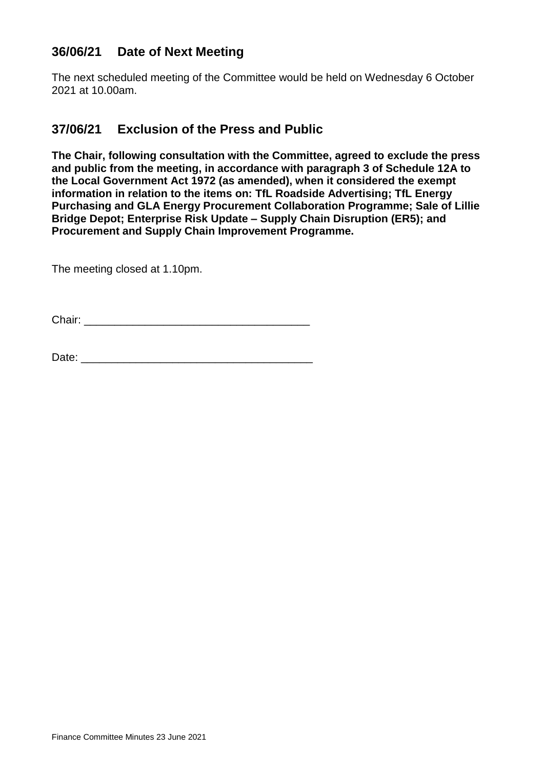## 36/06/21 Date of Next Meeting

The next scheduled meeting of the Committee would be held on Wednesday 6 October 2021 at 10.00am.

## 37/06/21 Exclusion of the Press and Public

**The Chair, following consultation with the Committee, agreed to exclude the press and public from the meeting, in accordance with paragraph 3 of Schedule 12A to the Local Government Act 1972 (as amended), when it considered the exempt information in relation to the items on: TfL Roadside Advertising; TfL Energy Purchasing and GLA Energy Procurement Collaboration Programme; Sale of Lillie Bridge Depot; Enterprise Risk Update – Supply Chain Disruption (ER5); and Procurement and Supply Chain Improvement Programme.**

The meeting closed at 1.10pm.

Chair: ____________________________________

Date: _____________________________________